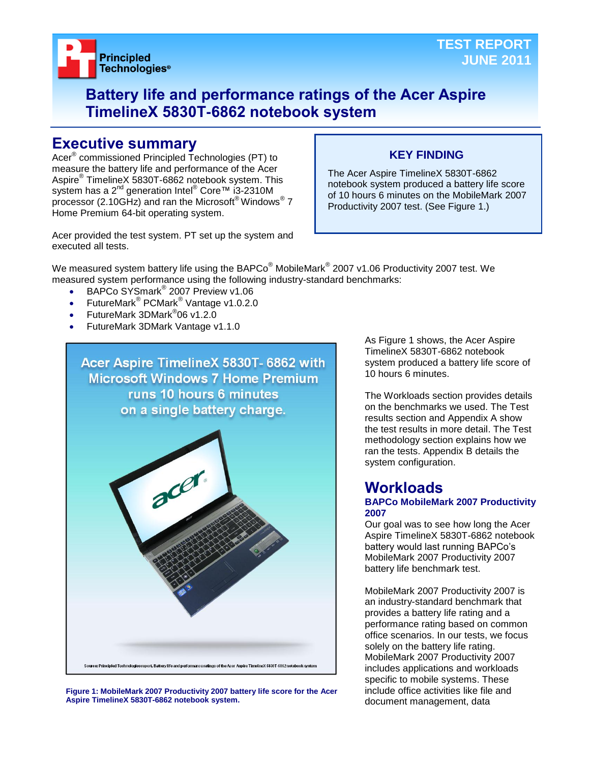Principled Technologies®

TEST REPORT
JUNE 2011

# Battery life and performance ratings of the Acer Aspire TimelineX 5830T-6862 notebook system

## Executive summary

Acer® commissioned Principled Technologies (PT) to measure the battery life and performance of the Acer Aspire® TimelineX 5830T-6862 notebook system. This system has a 2nd generation Intel® Core™ i3-2310M processor (2.10GHz) and ran the Microsoft® Windows® 7 Home Premium 64-bit operating system.

Acer provided the test system. PT set up the system and executed all tests.

### KEY FINDING

The Acer Aspire TimelineX 5830T-6862 notebook system produced a battery life score of 10 hours 6 minutes on the MobileMark 2007 Productivity 2007 test. (See Figure 1.)

We measured system battery life using the BAPCo® MobileMark® 2007 v1.06 Productivity 2007 test. We measured system performance using the following industry-standard benchmarks:

- BAPCo SYSmark® 2007 Preview v1.06
- FutureMark® PCMark® Vantage v1.0.2.0
- FutureMark 3DMark®06 v1.2.0
- FutureMark 3DMark Vantage v1.1.0

Acer Aspire TimelineX 5830T- 6862 with Microsoft Windows 7 Home Premium runs 10 hours 6 minutes on a single battery charge.

Source: Principled Technologies report, Battery life and performance ratings of the Acer Aspire TimelineX 5830T-6862 notebook system

**Figure 1: MobileMark 2007 Productivity 2007 battery life score for the Acer Aspire TimelineX 5830T-6862 notebook system.**

As Figure 1 shows, the Acer Aspire TimelineX 5830T-6862 notebook system produced a battery life score of 10 hours 6 minutes.

The Workloads section provides details on the benchmarks we used. The Test results section and Appendix A show the test results in more detail. The Test methodology section explains how we ran the tests. Appendix B details the system configuration.

## Workloads

### BAPCo MobileMark 2007 Productivity 2007

Our goal was to see how long the Acer Aspire TimelineX 5830T-6862 notebook battery would last running BAPCo's MobileMark 2007 Productivity 2007 battery life benchmark test.

MobileMark 2007 Productivity 2007 is an industry-standard benchmark that provides a battery life rating and a performance rating based on common office scenarios. In our tests, we focus solely on the battery life rating. MobileMark 2007 Productivity 2007 includes applications and workloads specific to mobile systems. These include office activities like file and document management, data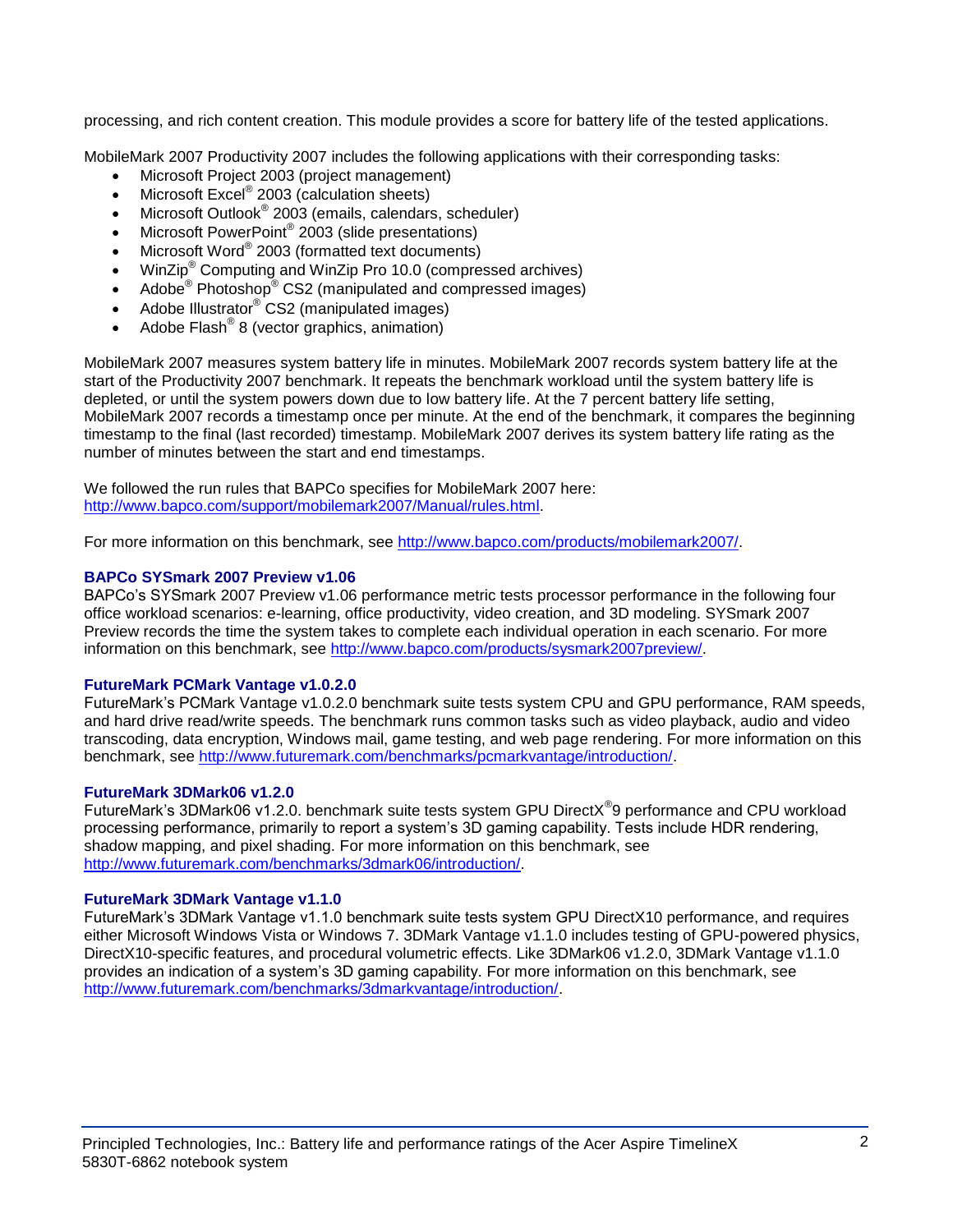processing, and rich content creation. This module provides a score for battery life of the tested applications.

MobileMark 2007 Productivity 2007 includes the following applications with their corresponding tasks:

- Microsoft Project 2003 (project management)
- Microsoft Excel® 2003 (calculation sheets)
- Microsoft Outlook® 2003 (emails, calendars, scheduler)
- Microsoft PowerPoint® 2003 (slide presentations)
- Microsoft Word® 2003 (formatted text documents)
- WinZip® Computing and WinZip Pro 10.0 (compressed archives)
- Adobe® Photoshop® CS2 (manipulated and compressed images)
- Adobe Illustrator® CS2 (manipulated images)
- Adobe Flash® 8 (vector graphics, animation)

MobileMark 2007 measures system battery life in minutes. MobileMark 2007 records system battery life at the start of the Productivity 2007 benchmark. It repeats the benchmark workload until the system battery life is depleted, or until the system powers down due to low battery life. At the 7 percent battery life setting, MobileMark 2007 records a timestamp once per minute. At the end of the benchmark, it compares the beginning timestamp to the final (last recorded) timestamp. MobileMark 2007 derives its system battery life rating as the number of minutes between the start and end timestamps.

We followed the run rules that BAPCo specifies for MobileMark 2007 here: http://www.bapco.com/support/mobilemark2007/Manual/rules.html.

For more information on this benchmark, see http://www.bapco.com/products/mobilemark2007/.

### BAPCo SYSmark 2007 Preview v1.06

BAPCo's SYSmark 2007 Preview v1.06 performance metric tests processor performance in the following four office workload scenarios: e-learning, office productivity, video creation, and 3D modeling. SYSmark 2007 Preview records the time the system takes to complete each individual operation in each scenario. For more information on this benchmark, see http://www.bapco.com/products/sysmark2007preview/.

### FutureMark PCMark Vantage v1.0.2.0

FutureMark's PCMark Vantage v1.0.2.0 benchmark suite tests system CPU and GPU performance, RAM speeds, and hard drive read/write speeds. The benchmark runs common tasks such as video playback, audio and video transcoding, data encryption, Windows mail, game testing, and web page rendering. For more information on this benchmark, see http://www.futuremark.com/benchmarks/pcmarkvantage/introduction/.

### FutureMark 3DMark06 v1.2.0

FutureMark's 3DMark06 v1.2.0. benchmark suite tests system GPU DirectX®9 performance and CPU workload processing performance, primarily to report a system's 3D gaming capability. Tests include HDR rendering, shadow mapping, and pixel shading. For more information on this benchmark, see http://www.futuremark.com/benchmarks/3dmark06/introduction/.

### FutureMark 3DMark Vantage v1.1.0

FutureMark's 3DMark Vantage v1.1.0 benchmark suite tests system GPU DirectX10 performance, and requires either Microsoft Windows Vista or Windows 7. 3DMark Vantage v1.1.0 includes testing of GPU-powered physics, DirectX10-specific features, and procedural volumetric effects. Like 3DMark06 v1.2.0, 3DMark Vantage v1.1.0 provides an indication of a system's 3D gaming capability. For more information on this benchmark, see http://www.futuremark.com/benchmarks/3dmarkvantage/introduction/.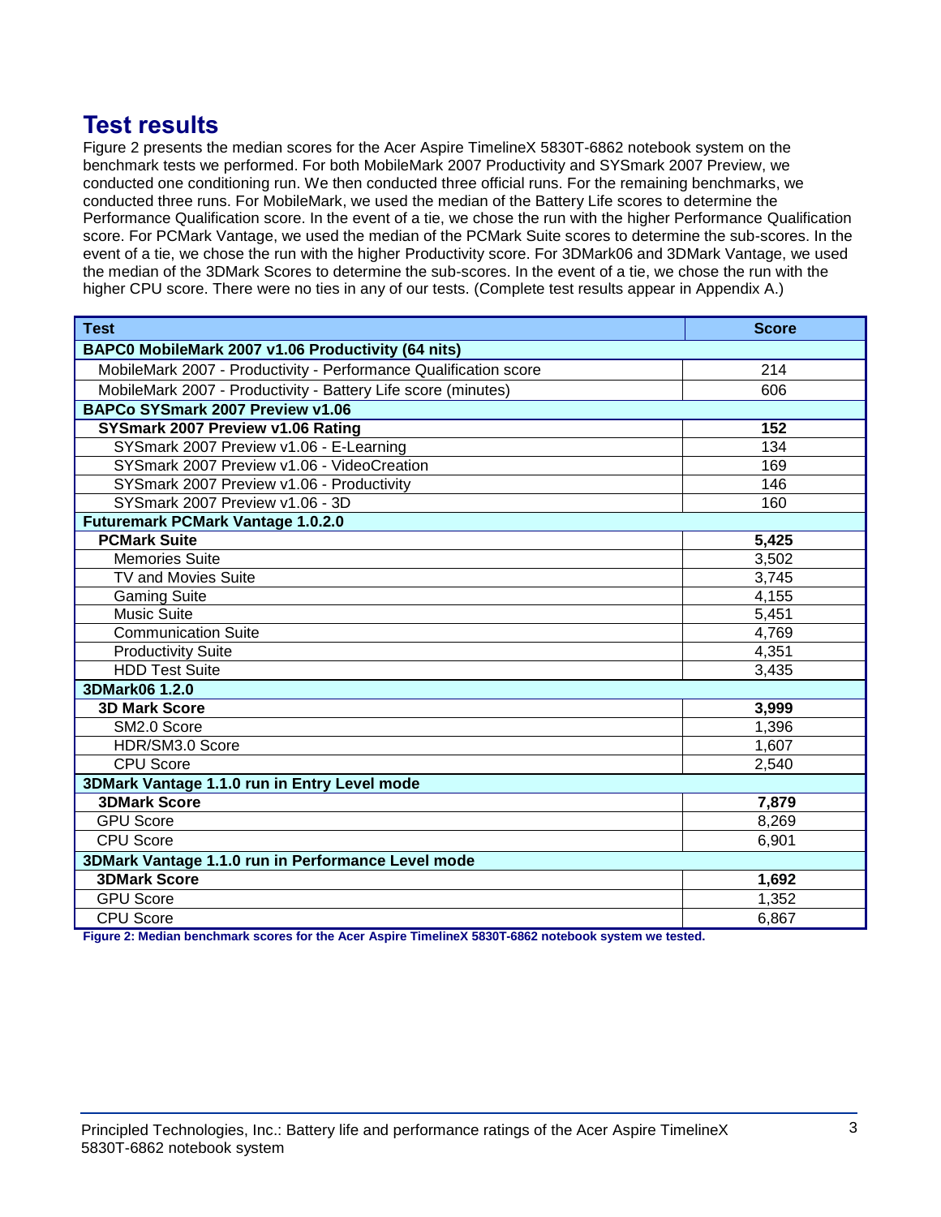## Test results

Figure 2 presents the median scores for the Acer Aspire TimelineX 5830T-6862 notebook system on the benchmark tests we performed. For both MobileMark 2007 Productivity and SYSmark 2007 Preview, we conducted one conditioning run. We then conducted three official runs. For the remaining benchmarks, we conducted three runs. For MobileMark, we used the median of the Battery Life scores to determine the Performance Qualification score. In the event of a tie, we chose the run with the higher Performance Qualification score. For PCMark Vantage, we used the median of the PCMark Suite scores to determine the sub-scores. In the event of a tie, we chose the run with the higher Productivity score. For 3DMark06 and 3DMark Vantage, we used the median of the 3DMark Scores to determine the sub-scores. In the event of a tie, we chose the run with the higher CPU score. There were no ties in any of our tests. (Complete test results appear in Appendix A.)

| Test | Score |
|---|---|
| **BAPC0 MobileMark 2007 v1.06 Productivity (64 nits)** | |
| MobileMark 2007 - Productivity - Performance Qualification score | 214 |
| MobileMark 2007 - Productivity - Battery Life score (minutes) | 606 |
| **BAPCo SYSmark 2007 Preview v1.06** | |
| **SYSmark 2007 Preview v1.06 Rating** | **152** |
| SYSmark 2007 Preview v1.06 - E-Learning | 134 |
| SYSmark 2007 Preview v1.06 - VideoCreation | 169 |
| SYSmark 2007 Preview v1.06 - Productivity | 146 |
| SYSmark 2007 Preview v1.06 - 3D | 160 |
| **Futuremark PCMark Vantage 1.0.2.0** | |
| **PCMark Suite** | **5,425** |
| Memories Suite | 3,502 |
| TV and Movies Suite | 3,745 |
| Gaming Suite | 4,155 |
| Music Suite | 5,451 |
| Communication Suite | 4,769 |
| Productivity Suite | 4,351 |
| HDD Test Suite | 3,435 |
| **3DMark06 1.2.0** | |
| **3D Mark Score** | **3,999** |
| SM2.0 Score | 1,396 |
| HDR/SM3.0 Score | 1,607 |
| CPU Score | 2,540 |
| **3DMark Vantage 1.1.0 run in Entry Level mode** | |
| **3DMark Score** | **7,879** |
| GPU Score | 8,269 |
| CPU Score | 6,901 |
| **3DMark Vantage 1.1.0 run in Performance Level mode** | |
| **3DMark Score** | **1,692** |
| GPU Score | 1,352 |
| CPU Score | 6,867 |

**Figure 2: Median benchmark scores for the Acer Aspire TimelineX 5830T-6862 notebook system we tested.**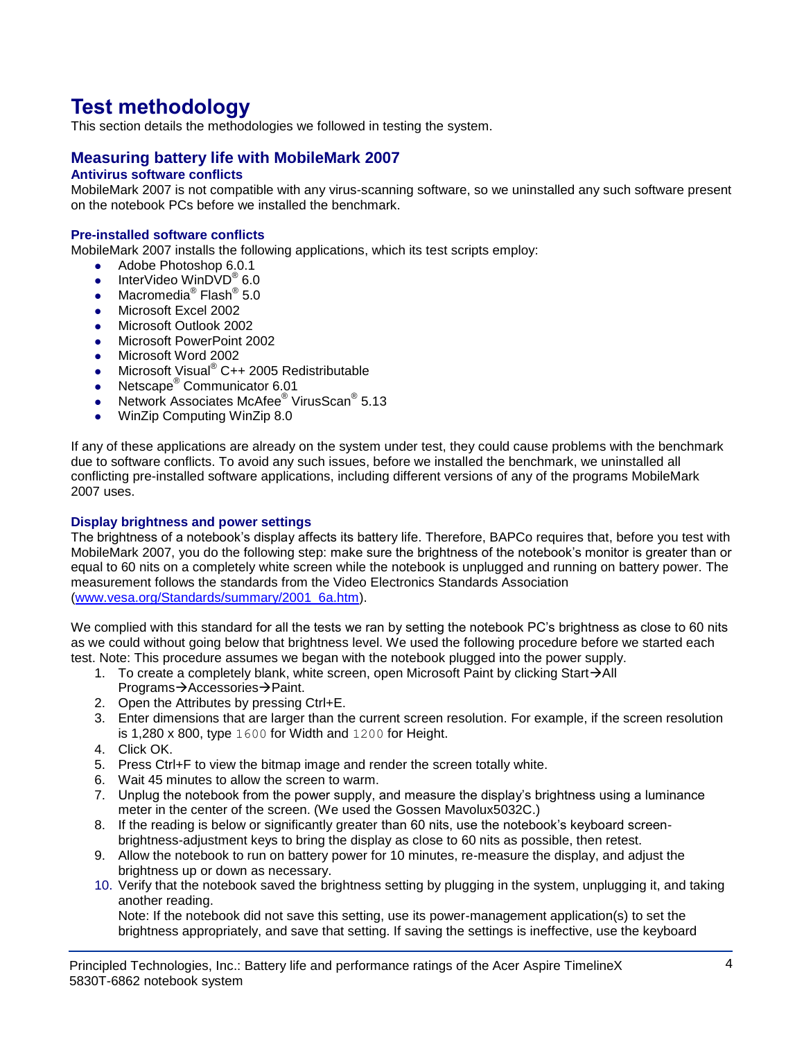# Test methodology

This section details the methodologies we followed in testing the system.

## Measuring battery life with MobileMark 2007

### Antivirus software conflicts

MobileMark 2007 is not compatible with any virus-scanning software, so we uninstalled any such software present on the notebook PCs before we installed the benchmark.

### Pre-installed software conflicts

MobileMark 2007 installs the following applications, which its test scripts employ:

- Adobe Photoshop 6.0.1
- InterVideo WinDVD® 6.0
- Macromedia® Flash® 5.0
- Microsoft Excel 2002
- Microsoft Outlook 2002
- Microsoft PowerPoint 2002
- Microsoft Word 2002
- Microsoft Visual® C++ 2005 Redistributable
- Netscape® Communicator 6.01
- Network Associates McAfee® VirusScan® 5.13
- WinZip Computing WinZip 8.0

If any of these applications are already on the system under test, they could cause problems with the benchmark due to software conflicts. To avoid any such issues, before we installed the benchmark, we uninstalled all conflicting pre-installed software applications, including different versions of any of the programs MobileMark 2007 uses.

### Display brightness and power settings

The brightness of a notebook's display affects its battery life. Therefore, BAPCo requires that, before you test with MobileMark 2007, you do the following step: make sure the brightness of the notebook's monitor is greater than or equal to 60 nits on a completely white screen while the notebook is unplugged and running on battery power. The measurement follows the standards from the Video Electronics Standards Association (www.vesa.org/Standards/summary/2001_6a.htm).

We complied with this standard for all the tests we ran by setting the notebook PC's brightness as close to 60 nits as we could without going below that brightness level. We used the following procedure before we started each test. Note: This procedure assumes we began with the notebook plugged into the power supply.

1. To create a completely blank, white screen, open Microsoft Paint by clicking Start→All Programs→Accessories→Paint.
2. Open the Attributes by pressing Ctrl+E.
3. Enter dimensions that are larger than the current screen resolution. For example, if the screen resolution is 1,280 x 800, type `1600` for Width and `1200` for Height.
4. Click OK.
5. Press Ctrl+F to view the bitmap image and render the screen totally white.
6. Wait 45 minutes to allow the screen to warm.
7. Unplug the notebook from the power supply, and measure the display's brightness using a luminance meter in the center of the screen. (We used the Gossen Mavolux5032C.)
8. If the reading is below or significantly greater than 60 nits, use the notebook's keyboard screen-brightness-adjustment keys to bring the display as close to 60 nits as possible, then retest.
9. Allow the notebook to run on battery power for 10 minutes, re-measure the display, and adjust the brightness up or down as necessary.
10. Verify that the notebook saved the brightness setting by plugging in the system, unplugging it, and taking another reading.
    Note: If the notebook did not save this setting, use its power-management application(s) to set the brightness appropriately, and save that setting. If saving the settings is ineffective, use the keyboard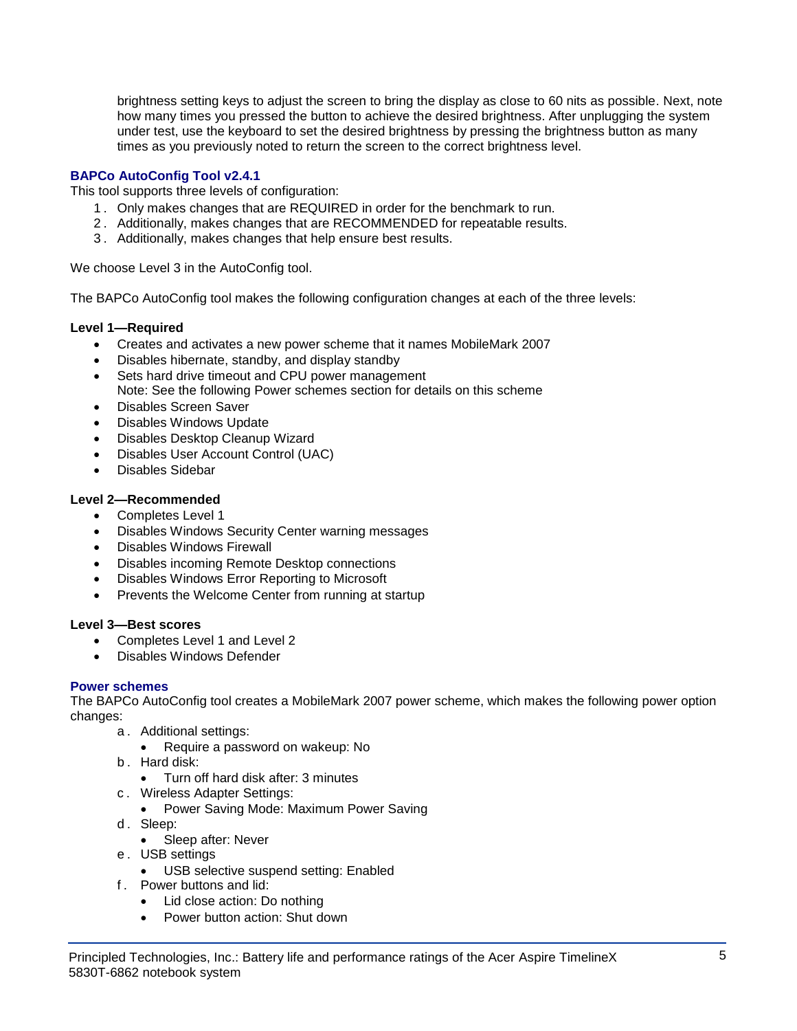brightness setting keys to adjust the screen to bring the display as close to 60 nits as possible. Next, note how many times you pressed the button to achieve the desired brightness. After unplugging the system under test, use the keyboard to set the desired brightness by pressing the brightness button as many times as you previously noted to return the screen to the correct brightness level.

### BAPCo AutoConfig Tool v2.4.1

This tool supports three levels of configuration:

1. Only makes changes that are REQUIRED in order for the benchmark to run.
2. Additionally, makes changes that are RECOMMENDED for repeatable results.
3. Additionally, makes changes that help ensure best results.

We choose Level 3 in the AutoConfig tool.

The BAPCo AutoConfig tool makes the following configuration changes at each of the three levels:

**Level 1—Required**

- Creates and activates a new power scheme that it names MobileMark 2007
- Disables hibernate, standby, and display standby
- Sets hard drive timeout and CPU power management
  Note: See the following Power schemes section for details on this scheme
- Disables Screen Saver
- Disables Windows Update
- Disables Desktop Cleanup Wizard
- Disables User Account Control (UAC)
- Disables Sidebar

**Level 2—Recommended**

- Completes Level 1
- Disables Windows Security Center warning messages
- Disables Windows Firewall
- Disables incoming Remote Desktop connections
- Disables Windows Error Reporting to Microsoft
- Prevents the Welcome Center from running at startup

**Level 3—Best scores**

- Completes Level 1 and Level 2
- Disables Windows Defender

### Power schemes

The BAPCo AutoConfig tool creates a MobileMark 2007 power scheme, which makes the following power option changes:

a. Additional settings:
   - Require a password on wakeup: No
b. Hard disk:
   - Turn off hard disk after: 3 minutes
c. Wireless Adapter Settings:
   - Power Saving Mode: Maximum Power Saving
d. Sleep:
   - Sleep after: Never
e. USB settings
   - USB selective suspend setting: Enabled
f. Power buttons and lid:
   - Lid close action: Do nothing
   - Power button action: Shut down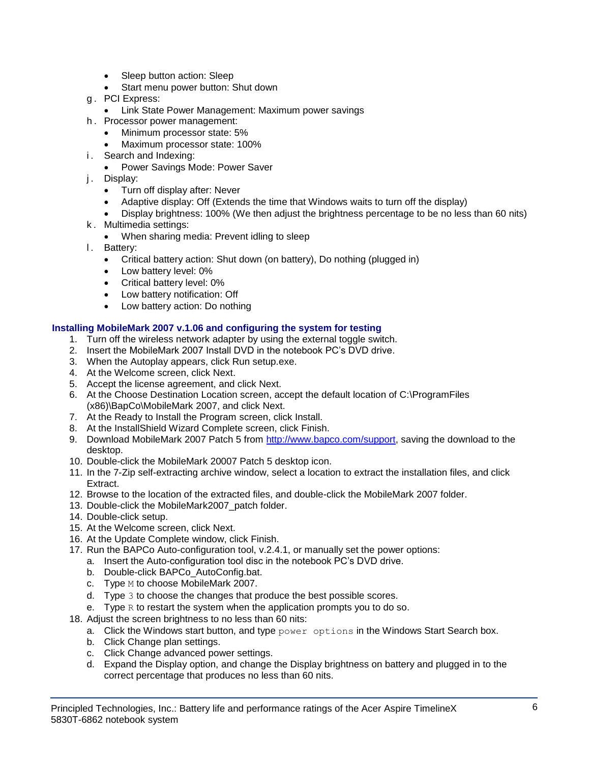- Sleep button action: Sleep
- Start menu power button: Shut down

g. PCI Express:
- Link State Power Management: Maximum power savings

h. Processor power management:
- Minimum processor state: 5%
- Maximum processor state: 100%

i. Search and Indexing:
- Power Savings Mode: Power Saver

j. Display:
- Turn off display after: Never
- Adaptive display: Off (Extends the time that Windows waits to turn off the display)
- Display brightness: 100% (We then adjust the brightness percentage to be no less than 60 nits)

k. Multimedia settings:
- When sharing media: Prevent idling to sleep

l. Battery:
- Critical battery action: Shut down (on battery), Do nothing (plugged in)
- Low battery level: 0%
- Critical battery level: 0%
- Low battery notification: Off
- Low battery action: Do nothing

### Installing MobileMark 2007 v.1.06 and configuring the system for testing

1. Turn off the wireless network adapter by using the external toggle switch.
2. Insert the MobileMark 2007 Install DVD in the notebook PC's DVD drive.
3. When the Autoplay appears, click Run setup.exe.
4. At the Welcome screen, click Next.
5. Accept the license agreement, and click Next.
6. At the Choose Destination Location screen, accept the default location of C:\ProgramFiles (x86)\BapCo\MobileMark 2007, and click Next.
7. At the Ready to Install the Program screen, click Install.
8. At the InstallShield Wizard Complete screen, click Finish.
9. Download MobileMark 2007 Patch 5 from [http://www.bapco.com/support](http://www.bapco.com/support), saving the download to the desktop.
10. Double-click the MobileMark 20007 Patch 5 desktop icon.
11. In the 7-Zip self-extracting archive window, select a location to extract the installation files, and click Extract.
12. Browse to the location of the extracted files, and double-click the MobileMark 2007 folder.
13. Double-click the MobileMark2007_patch folder.
14. Double-click setup.
15. At the Welcome screen, click Next.
16. At the Update Complete window, click Finish.
17. Run the BAPCo Auto-configuration tool, v.2.4.1, or manually set the power options:
    a. Insert the Auto-configuration tool disc in the notebook PC's DVD drive.
    b. Double-click BAPCo_AutoConfig.bat.
    c. Type `M` to choose MobileMark 2007.
    d. Type `3` to choose the changes that produce the best possible scores.
    e. Type `R` to restart the system when the application prompts you to do so.
18. Adjust the screen brightness to no less than 60 nits:
    a. Click the Windows start button, and type `power options` in the Windows Start Search box.
    b. Click Change plan settings.
    c. Click Change advanced power settings.
    d. Expand the Display option, and change the Display brightness on battery and plugged in to the correct percentage that produces no less than 60 nits.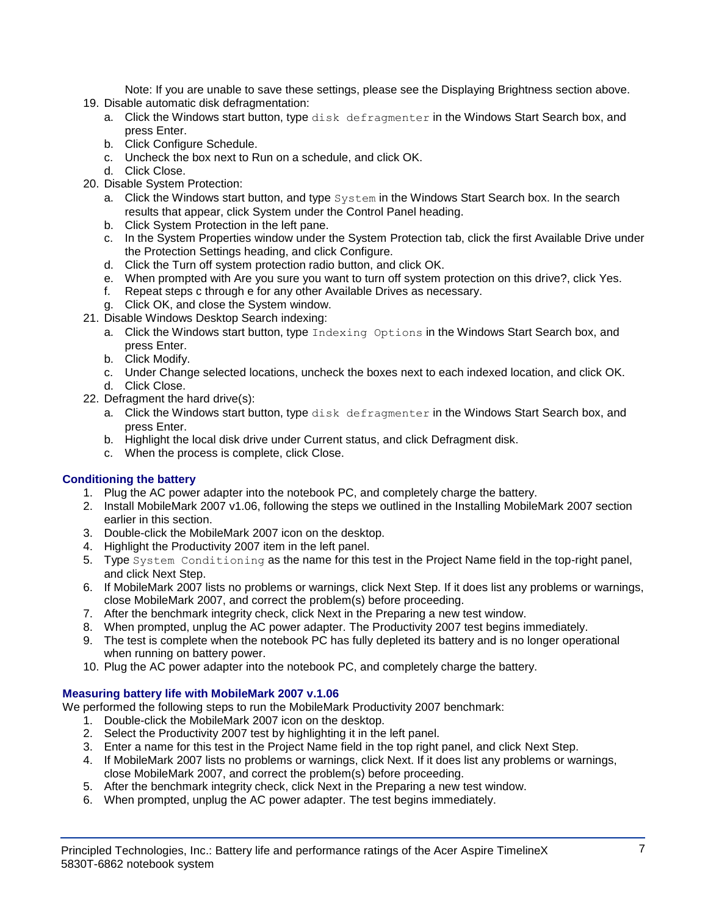Note: If you are unable to save these settings, please see the Displaying Brightness section above.

19. Disable automatic disk defragmentation:
    a. Click the Windows start button, type `disk defragmenter` in the Windows Start Search box, and press Enter.
    b. Click Configure Schedule.
    c. Uncheck the box next to Run on a schedule, and click OK.
    d. Click Close.
20. Disable System Protection:
    a. Click the Windows start button, and type `System` in the Windows Start Search box. In the search results that appear, click System under the Control Panel heading.
    b. Click System Protection in the left pane.
    c. In the System Properties window under the System Protection tab, click the first Available Drive under the Protection Settings heading, and click Configure.
    d. Click the Turn off system protection radio button, and click OK.
    e. When prompted with Are you sure you want to turn off system protection on this drive?, click Yes.
    f. Repeat steps c through e for any other Available Drives as necessary.
    g. Click OK, and close the System window.
21. Disable Windows Desktop Search indexing:
    a. Click the Windows start button, type `Indexing Options` in the Windows Start Search box, and press Enter.
    b. Click Modify.
    c. Under Change selected locations, uncheck the boxes next to each indexed location, and click OK.
    d. Click Close.
22. Defragment the hard drive(s):
    a. Click the Windows start button, type `disk defragmenter` in the Windows Start Search box, and press Enter.
    b. Highlight the local disk drive under Current status, and click Defragment disk.
    c. When the process is complete, click Close.

### Conditioning the battery

1. Plug the AC power adapter into the notebook PC, and completely charge the battery.
2. Install MobileMark 2007 v1.06, following the steps we outlined in the Installing MobileMark 2007 section earlier in this section.
3. Double-click the MobileMark 2007 icon on the desktop.
4. Highlight the Productivity 2007 item in the left panel.
5. Type `System Conditioning` as the name for this test in the Project Name field in the top-right panel, and click Next Step.
6. If MobileMark 2007 lists no problems or warnings, click Next Step. If it does list any problems or warnings, close MobileMark 2007, and correct the problem(s) before proceeding.
7. After the benchmark integrity check, click Next in the Preparing a new test window.
8. When prompted, unplug the AC power adapter. The Productivity 2007 test begins immediately.
9. The test is complete when the notebook PC has fully depleted its battery and is no longer operational when running on battery power.
10. Plug the AC power adapter into the notebook PC, and completely charge the battery.

### Measuring battery life with MobileMark 2007 v.1.06

We performed the following steps to run the MobileMark Productivity 2007 benchmark:

1. Double-click the MobileMark 2007 icon on the desktop.
2. Select the Productivity 2007 test by highlighting it in the left panel.
3. Enter a name for this test in the Project Name field in the top right panel, and click Next Step.
4. If MobileMark 2007 lists no problems or warnings, click Next. If it does list any problems or warnings, close MobileMark 2007, and correct the problem(s) before proceeding.
5. After the benchmark integrity check, click Next in the Preparing a new test window.
6. When prompted, unplug the AC power adapter. The test begins immediately.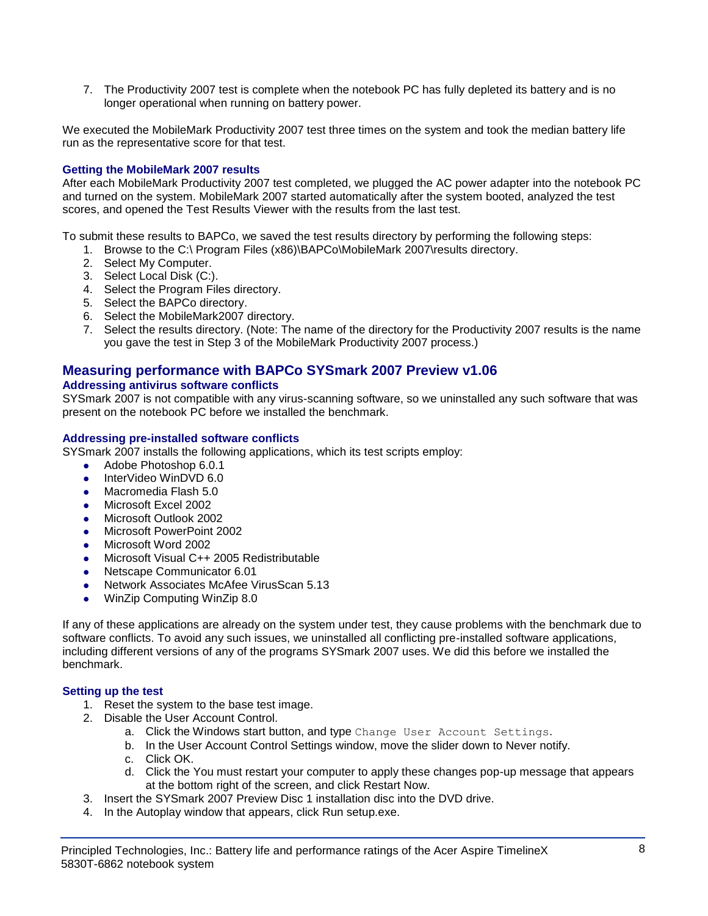7. The Productivity 2007 test is complete when the notebook PC has fully depleted its battery and is no longer operational when running on battery power.

We executed the MobileMark Productivity 2007 test three times on the system and took the median battery life run as the representative score for that test.

### Getting the MobileMark 2007 results

After each MobileMark Productivity 2007 test completed, we plugged the AC power adapter into the notebook PC and turned on the system. MobileMark 2007 started automatically after the system booted, analyzed the test scores, and opened the Test Results Viewer with the results from the last test.

To submit these results to BAPCo, we saved the test results directory by performing the following steps:

1. Browse to the C:\ Program Files (x86)\BAPCo\MobileMark 2007\results directory.
2. Select My Computer.
3. Select Local Disk (C:).
4. Select the Program Files directory.
5. Select the BAPCo directory.
6. Select the MobileMark2007 directory.
7. Select the results directory. (Note: The name of the directory for the Productivity 2007 results is the name you gave the test in Step 3 of the MobileMark Productivity 2007 process.)

## Measuring performance with BAPCo SYSmark 2007 Preview v1.06

### Addressing antivirus software conflicts

SYSmark 2007 is not compatible with any virus-scanning software, so we uninstalled any such software that was present on the notebook PC before we installed the benchmark.

### Addressing pre-installed software conflicts

SYSmark 2007 installs the following applications, which its test scripts employ:

- Adobe Photoshop 6.0.1
- InterVideo WinDVD 6.0
- Macromedia Flash 5.0
- Microsoft Excel 2002
- Microsoft Outlook 2002
- Microsoft PowerPoint 2002
- Microsoft Word 2002
- Microsoft Visual C++ 2005 Redistributable
- Netscape Communicator 6.01
- Network Associates McAfee VirusScan 5.13
- WinZip Computing WinZip 8.0

If any of these applications are already on the system under test, they cause problems with the benchmark due to software conflicts. To avoid any such issues, we uninstalled all conflicting pre-installed software applications, including different versions of any of the programs SYSmark 2007 uses. We did this before we installed the benchmark.

### Setting up the test

1. Reset the system to the base test image.
2. Disable the User Account Control.
   a. Click the Windows start button, and type `Change User Account Settings`.
   b. In the User Account Control Settings window, move the slider down to Never notify.
   c. Click OK.
   d. Click the You must restart your computer to apply these changes pop-up message that appears at the bottom right of the screen, and click Restart Now.
3. Insert the SYSmark 2007 Preview Disc 1 installation disc into the DVD drive.
4. In the Autoplay window that appears, click Run setup.exe.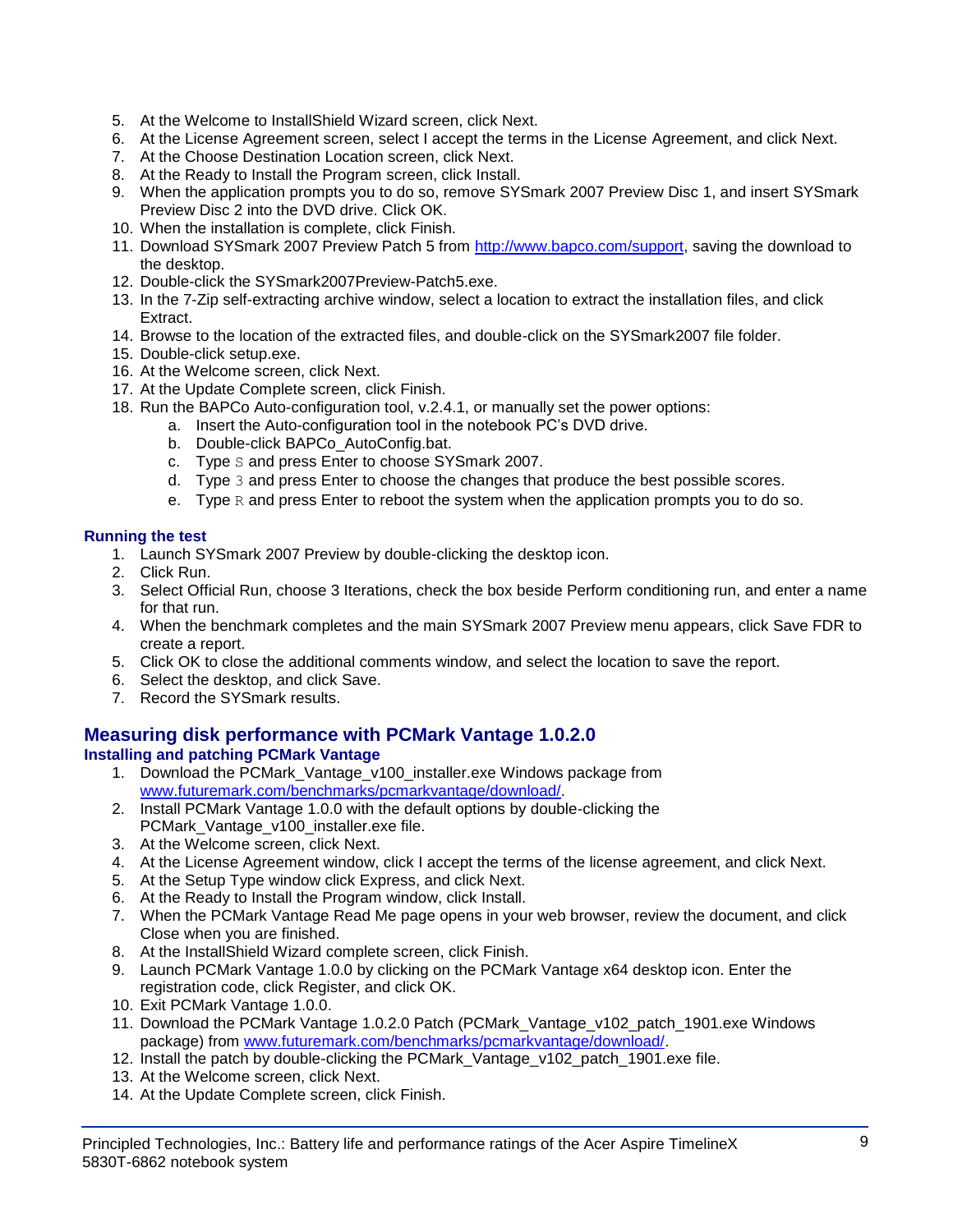5. At the Welcome to InstallShield Wizard screen, click Next.
6. At the License Agreement screen, select I accept the terms in the License Agreement, and click Next.
7. At the Choose Destination Location screen, click Next.
8. At the Ready to Install the Program screen, click Install.
9. When the application prompts you to do so, remove SYSmark 2007 Preview Disc 1, and insert SYSmark Preview Disc 2 into the DVD drive. Click OK.
10. When the installation is complete, click Finish.
11. Download SYSmark 2007 Preview Patch 5 from [http://www.bapco.com/support](http://www.bapco.com/support), saving the download to the desktop.
12. Double-click the SYSmark2007Preview-Patch5.exe.
13. In the 7-Zip self-extracting archive window, select a location to extract the installation files, and click Extract.
14. Browse to the location of the extracted files, and double-click on the SYSmark2007 file folder.
15. Double-click setup.exe.
16. At the Welcome screen, click Next.
17. At the Update Complete screen, click Finish.
18. Run the BAPCo Auto-configuration tool, v.2.4.1, or manually set the power options:
    a. Insert the Auto-configuration tool in the notebook PC's DVD drive.
    b. Double-click BAPCo_AutoConfig.bat.
    c. Type `S` and press Enter to choose SYSmark 2007.
    d. Type `3` and press Enter to choose the changes that produce the best possible scores.
    e. Type `R` and press Enter to reboot the system when the application prompts you to do so.

### Running the test

1. Launch SYSmark 2007 Preview by double-clicking the desktop icon.
2. Click Run.
3. Select Official Run, choose 3 Iterations, check the box beside Perform conditioning run, and enter a name for that run.
4. When the benchmark completes and the main SYSmark 2007 Preview menu appears, click Save FDR to create a report.
5. Click OK to close the additional comments window, and select the location to save the report.
6. Select the desktop, and click Save.
7. Record the SYSmark results.

## Measuring disk performance with PCMark Vantage 1.0.2.0

### Installing and patching PCMark Vantage

1. Download the PCMark_Vantage_v100_installer.exe Windows package from [www.futuremark.com/benchmarks/pcmarkvantage/download/](www.futuremark.com/benchmarks/pcmarkvantage/download/).
2. Install PCMark Vantage 1.0.0 with the default options by double-clicking the PCMark_Vantage_v100_installer.exe file.
3. At the Welcome screen, click Next.
4. At the License Agreement window, click I accept the terms of the license agreement, and click Next.
5. At the Setup Type window click Express, and click Next.
6. At the Ready to Install the Program window, click Install.
7. When the PCMark Vantage Read Me page opens in your web browser, review the document, and click Close when you are finished.
8. At the InstallShield Wizard complete screen, click Finish.
9. Launch PCMark Vantage 1.0.0 by clicking on the PCMark Vantage x64 desktop icon. Enter the registration code, click Register, and click OK.
10. Exit PCMark Vantage 1.0.0.
11. Download the PCMark Vantage 1.0.2.0 Patch (PCMark_Vantage_v102_patch_1901.exe Windows package) from [www.futuremark.com/benchmarks/pcmarkvantage/download/](www.futuremark.com/benchmarks/pcmarkvantage/download/).
12. Install the patch by double-clicking the PCMark_Vantage_v102_patch_1901.exe file.
13. At the Welcome screen, click Next.
14. At the Update Complete screen, click Finish.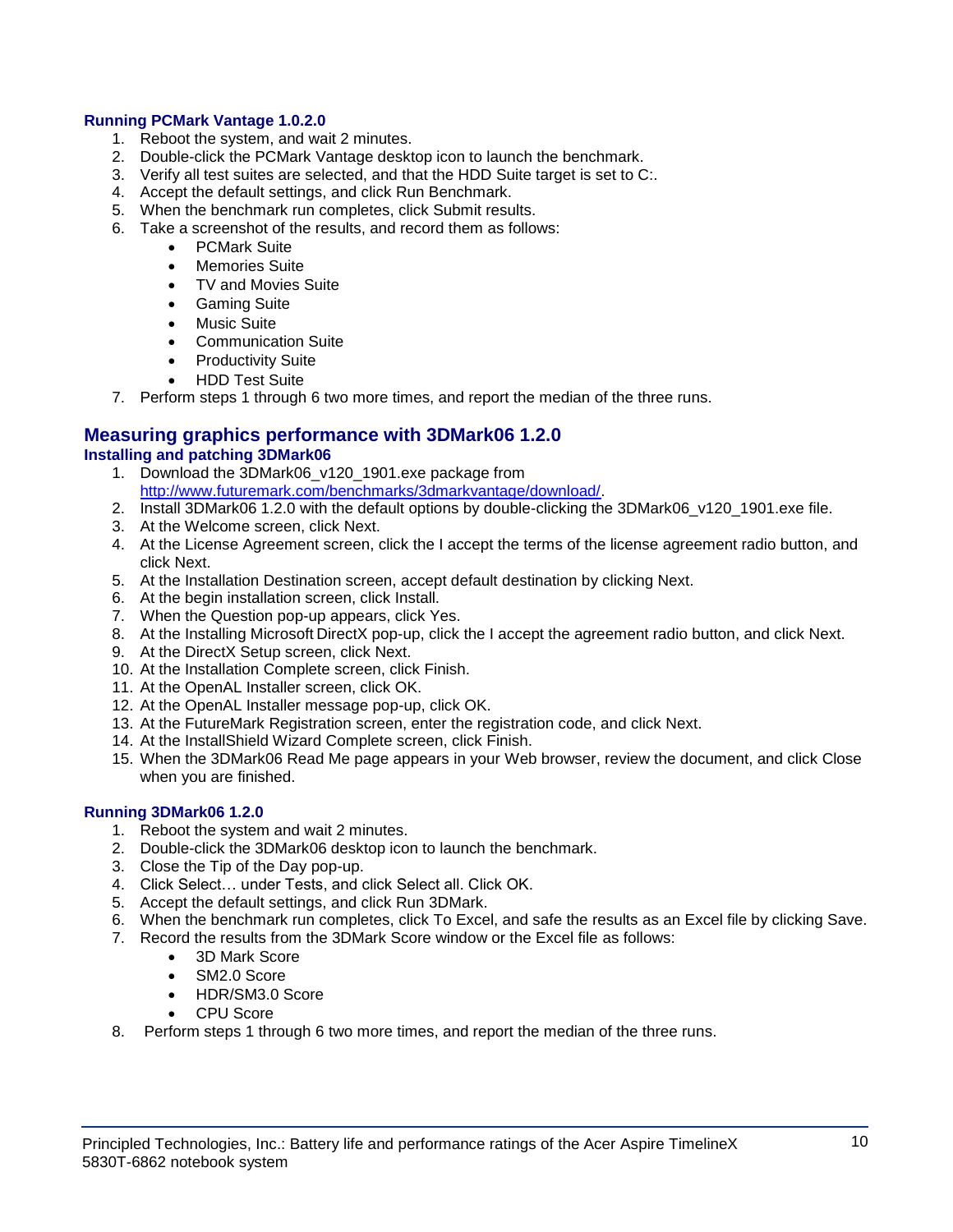### Running PCMark Vantage 1.0.2.0

1. Reboot the system, and wait 2 minutes.
2. Double-click the PCMark Vantage desktop icon to launch the benchmark.
3. Verify all test suites are selected, and that the HDD Suite target is set to C:.
4. Accept the default settings, and click Run Benchmark.
5. When the benchmark run completes, click Submit results.
6. Take a screenshot of the results, and record them as follows:
   - PCMark Suite
   - Memories Suite
   - TV and Movies Suite
   - Gaming Suite
   - Music Suite
   - Communication Suite
   - Productivity Suite
   - HDD Test Suite
7. Perform steps 1 through 6 two more times, and report the median of the three runs.

## Measuring graphics performance with 3DMark06 1.2.0

### Installing and patching 3DMark06

1. Download the 3DMark06_v120_1901.exe package from http://www.futuremark.com/benchmarks/3dmarkvantage/download/.
2. Install 3DMark06 1.2.0 with the default options by double-clicking the 3DMark06_v120_1901.exe file.
3. At the Welcome screen, click Next.
4. At the License Agreement screen, click the I accept the terms of the license agreement radio button, and click Next.
5. At the Installation Destination screen, accept default destination by clicking Next.
6. At the begin installation screen, click Install.
7. When the Question pop-up appears, click Yes.
8. At the Installing Microsoft DirectX pop-up, click the I accept the agreement radio button, and click Next.
9. At the DirectX Setup screen, click Next.
10. At the Installation Complete screen, click Finish.
11. At the OpenAL Installer screen, click OK.
12. At the OpenAL Installer message pop-up, click OK.
13. At the FutureMark Registration screen, enter the registration code, and click Next.
14. At the InstallShield Wizard Complete screen, click Finish.
15. When the 3DMark06 Read Me page appears in your Web browser, review the document, and click Close when you are finished.

### Running 3DMark06 1.2.0

1. Reboot the system and wait 2 minutes.
2. Double-click the 3DMark06 desktop icon to launch the benchmark.
3. Close the Tip of the Day pop-up.
4. Click Select… under Tests, and click Select all. Click OK.
5. Accept the default settings, and click Run 3DMark.
6. When the benchmark run completes, click To Excel, and safe the results as an Excel file by clicking Save.
7. Record the results from the 3DMark Score window or the Excel file as follows:
   - 3D Mark Score
   - SM2.0 Score
   - HDR/SM3.0 Score
   - CPU Score
8. Perform steps 1 through 6 two more times, and report the median of the three runs.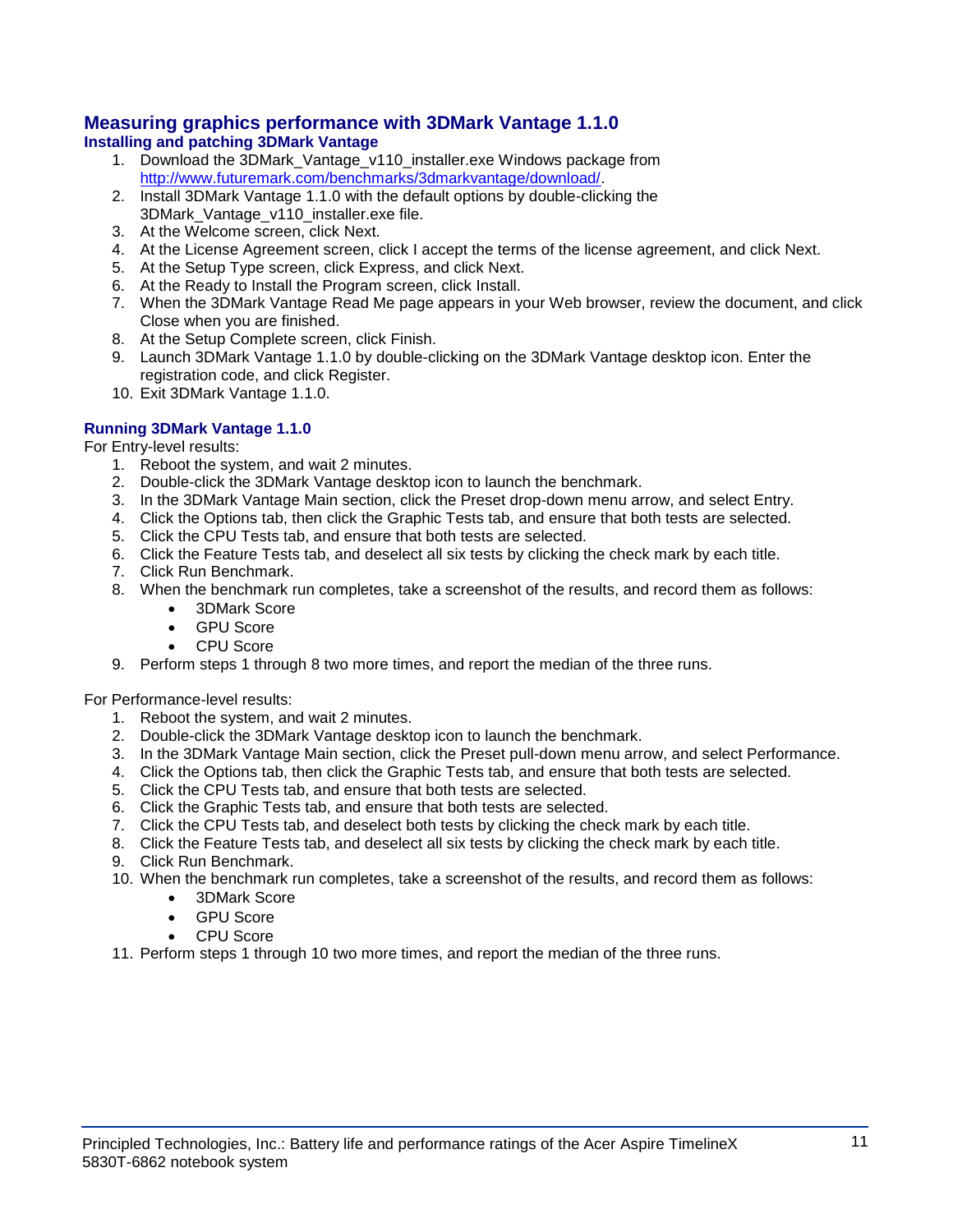## Measuring graphics performance with 3DMark Vantage 1.1.0

### Installing and patching 3DMark Vantage

1. Download the 3DMark_Vantage_v110_installer.exe Windows package from http://www.futuremark.com/benchmarks/3dmarkvantage/download/.
2. Install 3DMark Vantage 1.1.0 with the default options by double-clicking the 3DMark_Vantage_v110_installer.exe file.
3. At the Welcome screen, click Next.
4. At the License Agreement screen, click I accept the terms of the license agreement, and click Next.
5. At the Setup Type screen, click Express, and click Next.
6. At the Ready to Install the Program screen, click Install.
7. When the 3DMark Vantage Read Me page appears in your Web browser, review the document, and click Close when you are finished.
8. At the Setup Complete screen, click Finish.
9. Launch 3DMark Vantage 1.1.0 by double-clicking on the 3DMark Vantage desktop icon. Enter the registration code, and click Register.
10. Exit 3DMark Vantage 1.1.0.

### Running 3DMark Vantage 1.1.0

For Entry-level results:

1. Reboot the system, and wait 2 minutes.
2. Double-click the 3DMark Vantage desktop icon to launch the benchmark.
3. In the 3DMark Vantage Main section, click the Preset drop-down menu arrow, and select Entry.
4. Click the Options tab, then click the Graphic Tests tab, and ensure that both tests are selected.
5. Click the CPU Tests tab, and ensure that both tests are selected.
6. Click the Feature Tests tab, and deselect all six tests by clicking the check mark by each title.
7. Click Run Benchmark.
8. When the benchmark run completes, take a screenshot of the results, and record them as follows:
   - 3DMark Score
   - GPU Score
   - CPU Score
9. Perform steps 1 through 8 two more times, and report the median of the three runs.

For Performance-level results:

1. Reboot the system, and wait 2 minutes.
2. Double-click the 3DMark Vantage desktop icon to launch the benchmark.
3. In the 3DMark Vantage Main section, click the Preset pull-down menu arrow, and select Performance.
4. Click the Options tab, then click the Graphic Tests tab, and ensure that both tests are selected.
5. Click the CPU Tests tab, and ensure that both tests are selected.
6. Click the Graphic Tests tab, and ensure that both tests are selected.
7. Click the CPU Tests tab, and deselect both tests by clicking the check mark by each title.
8. Click the Feature Tests tab, and deselect all six tests by clicking the check mark by each title.
9. Click Run Benchmark.
10. When the benchmark run completes, take a screenshot of the results, and record them as follows:
    - 3DMark Score
    - GPU Score
    - CPU Score
11. Perform steps 1 through 10 two more times, and report the median of the three runs.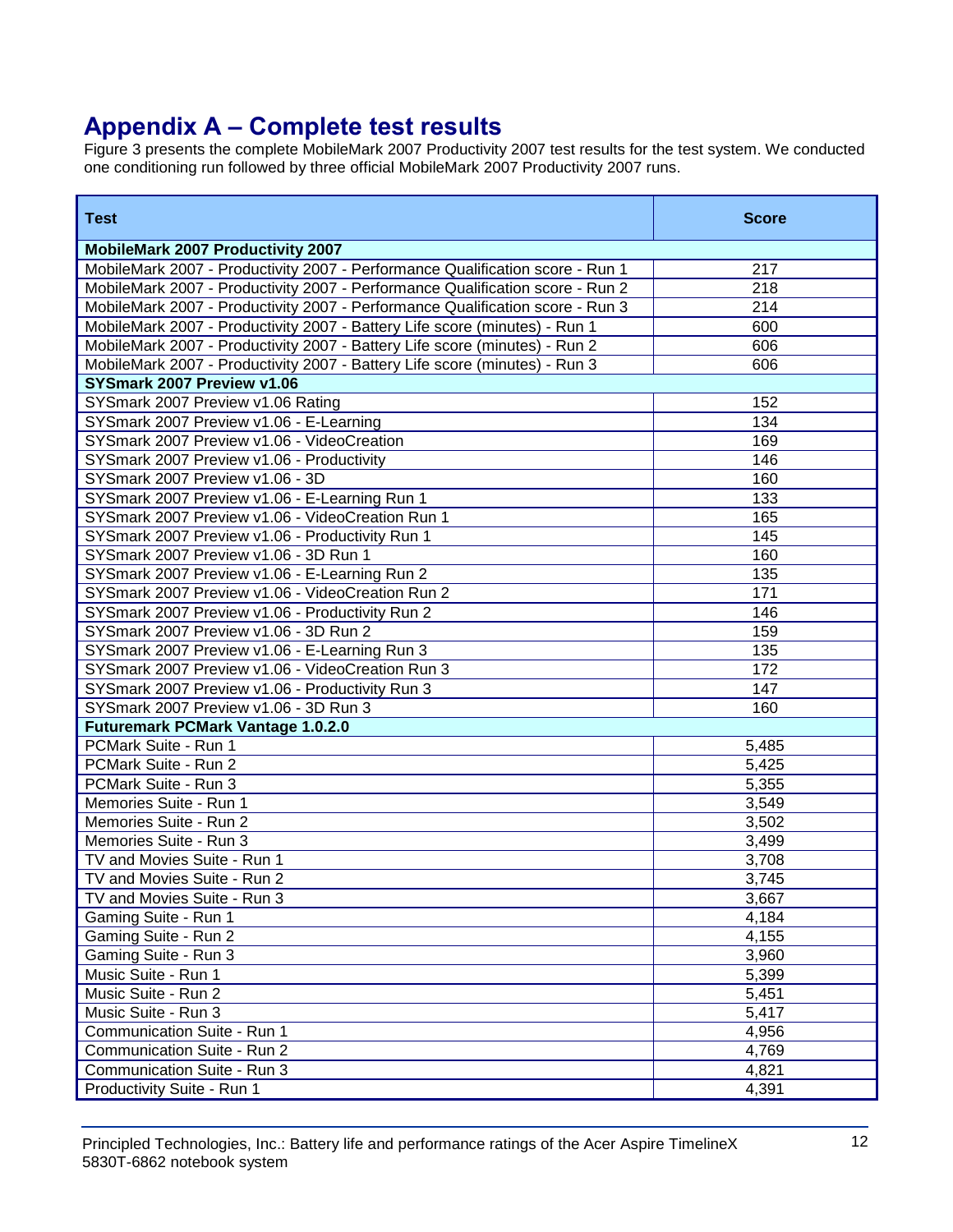# Appendix A – Complete test results

Figure 3 presents the complete MobileMark 2007 Productivity 2007 test results for the test system. We conducted one conditioning run followed by three official MobileMark 2007 Productivity 2007 runs.

| Test | Score |
|---|---|
| **MobileMark 2007 Productivity 2007** | |
| MobileMark 2007 - Productivity 2007 - Performance Qualification score - Run 1 | 217 |
| MobileMark 2007 - Productivity 2007 - Performance Qualification score - Run 2 | 218 |
| MobileMark 2007 - Productivity 2007 - Performance Qualification score - Run 3 | 214 |
| MobileMark 2007 - Productivity 2007 - Battery Life score (minutes) - Run 1 | 600 |
| MobileMark 2007 - Productivity 2007 - Battery Life score (minutes) - Run 2 | 606 |
| MobileMark 2007 - Productivity 2007 - Battery Life score (minutes) - Run 3 | 606 |
| **SYSmark 2007 Preview v1.06** | |
| SYSmark 2007 Preview v1.06 Rating | 152 |
| SYSmark 2007 Preview v1.06 - E-Learning | 134 |
| SYSmark 2007 Preview v1.06 - VideoCreation | 169 |
| SYSmark 2007 Preview v1.06 - Productivity | 146 |
| SYSmark 2007 Preview v1.06 - 3D | 160 |
| SYSmark 2007 Preview v1.06 - E-Learning Run 1 | 133 |
| SYSmark 2007 Preview v1.06 - VideoCreation Run 1 | 165 |
| SYSmark 2007 Preview v1.06 - Productivity Run 1 | 145 |
| SYSmark 2007 Preview v1.06 - 3D Run 1 | 160 |
| SYSmark 2007 Preview v1.06 - E-Learning Run 2 | 135 |
| SYSmark 2007 Preview v1.06 - VideoCreation Run 2 | 171 |
| SYSmark 2007 Preview v1.06 - Productivity Run 2 | 146 |
| SYSmark 2007 Preview v1.06 - 3D Run 2 | 159 |
| SYSmark 2007 Preview v1.06 - E-Learning Run 3 | 135 |
| SYSmark 2007 Preview v1.06 - VideoCreation Run 3 | 172 |
| SYSmark 2007 Preview v1.06 - Productivity Run 3 | 147 |
| SYSmark 2007 Preview v1.06 - 3D Run 3 | 160 |
| **Futuremark PCMark Vantage 1.0.2.0** | |
| PCMark Suite - Run 1 | 5,485 |
| PCMark Suite - Run 2 | 5,425 |
| PCMark Suite - Run 3 | 5,355 |
| Memories Suite - Run 1 | 3,549 |
| Memories Suite - Run 2 | 3,502 |
| Memories Suite - Run 3 | 3,499 |
| TV and Movies Suite - Run 1 | 3,708 |
| TV and Movies Suite - Run 2 | 3,745 |
| TV and Movies Suite - Run 3 | 3,667 |
| Gaming Suite - Run 1 | 4,184 |
| Gaming Suite - Run 2 | 4,155 |
| Gaming Suite - Run 3 | 3,960 |
| Music Suite - Run 1 | 5,399 |
| Music Suite - Run 2 | 5,451 |
| Music Suite - Run 3 | 5,417 |
| Communication Suite - Run 1 | 4,956 |
| Communication Suite - Run 2 | 4,769 |
| Communication Suite - Run 3 | 4,821 |
| Productivity Suite - Run 1 | 4,391 |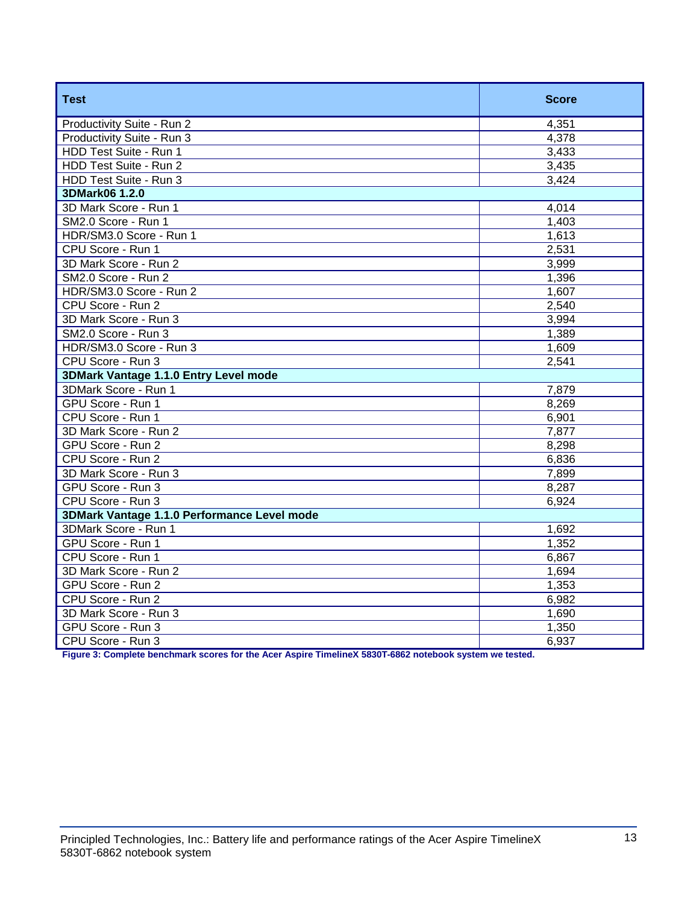| Test | Score |
| --- | --- |
| Productivity Suite - Run 2 | 4,351 |
| Productivity Suite - Run 3 | 4,378 |
| HDD Test Suite - Run 1 | 3,433 |
| HDD Test Suite - Run 2 | 3,435 |
| HDD Test Suite - Run 3 | 3,424 |
| **3DMark06 1.2.0** | |
| 3D Mark Score - Run 1 | 4,014 |
| SM2.0 Score - Run 1 | 1,403 |
| HDR/SM3.0 Score - Run 1 | 1,613 |
| CPU Score - Run 1 | 2,531 |
| 3D Mark Score - Run 2 | 3,999 |
| SM2.0 Score - Run 2 | 1,396 |
| HDR/SM3.0 Score - Run 2 | 1,607 |
| CPU Score - Run 2 | 2,540 |
| 3D Mark Score - Run 3 | 3,994 |
| SM2.0 Score - Run 3 | 1,389 |
| HDR/SM3.0 Score - Run 3 | 1,609 |
| CPU Score - Run 3 | 2,541 |
| **3DMark Vantage 1.1.0 Entry Level mode** | |
| 3DMark Score - Run 1 | 7,879 |
| GPU Score - Run 1 | 8,269 |
| CPU Score - Run 1 | 6,901 |
| 3D Mark Score - Run 2 | 7,877 |
| GPU Score - Run 2 | 8,298 |
| CPU Score - Run 2 | 6,836 |
| 3D Mark Score - Run 3 | 7,899 |
| GPU Score - Run 3 | 8,287 |
| CPU Score - Run 3 | 6,924 |
| **3DMark Vantage 1.1.0 Performance Level mode** | |
| 3DMark Score - Run 1 | 1,692 |
| GPU Score - Run 1 | 1,352 |
| CPU Score - Run 1 | 6,867 |
| 3D Mark Score - Run 2 | 1,694 |
| GPU Score - Run 2 | 1,353 |
| CPU Score - Run 2 | 6,982 |
| 3D Mark Score - Run 3 | 1,690 |
| GPU Score - Run 3 | 1,350 |
| CPU Score - Run 3 | 6,937 |

**Figure 3: Complete benchmark scores for the Acer Aspire TimelineX 5830T-6862 notebook system we tested.**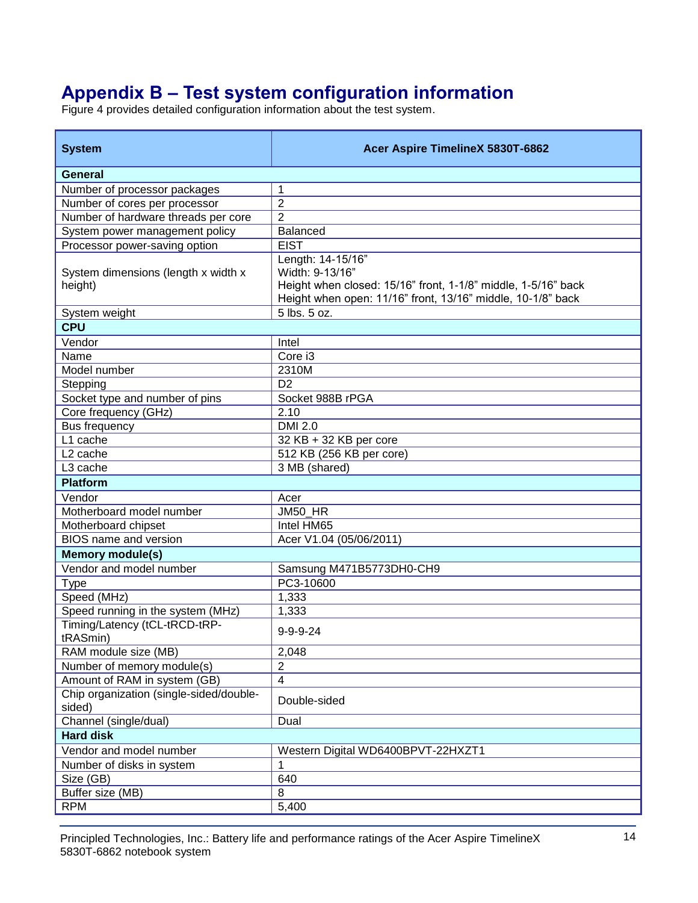# Appendix B – Test system configuration information

Figure 4 provides detailed configuration information about the test system.

| System | Acer Aspire TimelineX 5830T-6862 |
| --- | --- |
| **General** | |
| Number of processor packages | 1 |
| Number of cores per processor | 2 |
| Number of hardware threads per core | 2 |
| System power management policy | Balanced |
| Processor power-saving option | EIST |
| System dimensions (length x width x height) | Length: 14-15/16”<br>Width: 9-13/16”<br>Height when closed: 15/16” front, 1-1/8” middle, 1-5/16” back<br>Height when open: 11/16” front, 13/16” middle, 10-1/8” back |
| System weight | 5 lbs. 5 oz. |
| **CPU** | |
| Vendor | Intel |
| Name | Core i3 |
| Model number | 2310M |
| Stepping | D2 |
| Socket type and number of pins | Socket 988B rPGA |
| Core frequency (GHz) | 2.10 |
| Bus frequency | DMI 2.0 |
| L1 cache | 32 KB + 32 KB per core |
| L2 cache | 512 KB (256 KB per core) |
| L3 cache | 3 MB (shared) |
| **Platform** | |
| Vendor | Acer |
| Motherboard model number | JM50_HR |
| Motherboard chipset | Intel HM65 |
| BIOS name and version | Acer V1.04 (05/06/2011) |
| **Memory module(s)** | |
| Vendor and model number | Samsung M471B5773DH0-CH9 |
| Type | PC3-10600 |
| Speed (MHz) | 1,333 |
| Speed running in the system (MHz) | 1,333 |
| Timing/Latency (tCL-tRCD-tRP-tRASmin) | 9-9-9-24 |
| RAM module size (MB) | 2,048 |
| Number of memory module(s) | 2 |
| Amount of RAM in system (GB) | 4 |
| Chip organization (single-sided/double-sided) | Double-sided |
| Channel (single/dual) | Dual |
| **Hard disk** | |
| Vendor and model number | Western Digital WD6400BPVT-22HXZT1 |
| Number of disks in system | 1 |
| Size (GB) | 640 |
| Buffer size (MB) | 8 |
| RPM | 5,400 |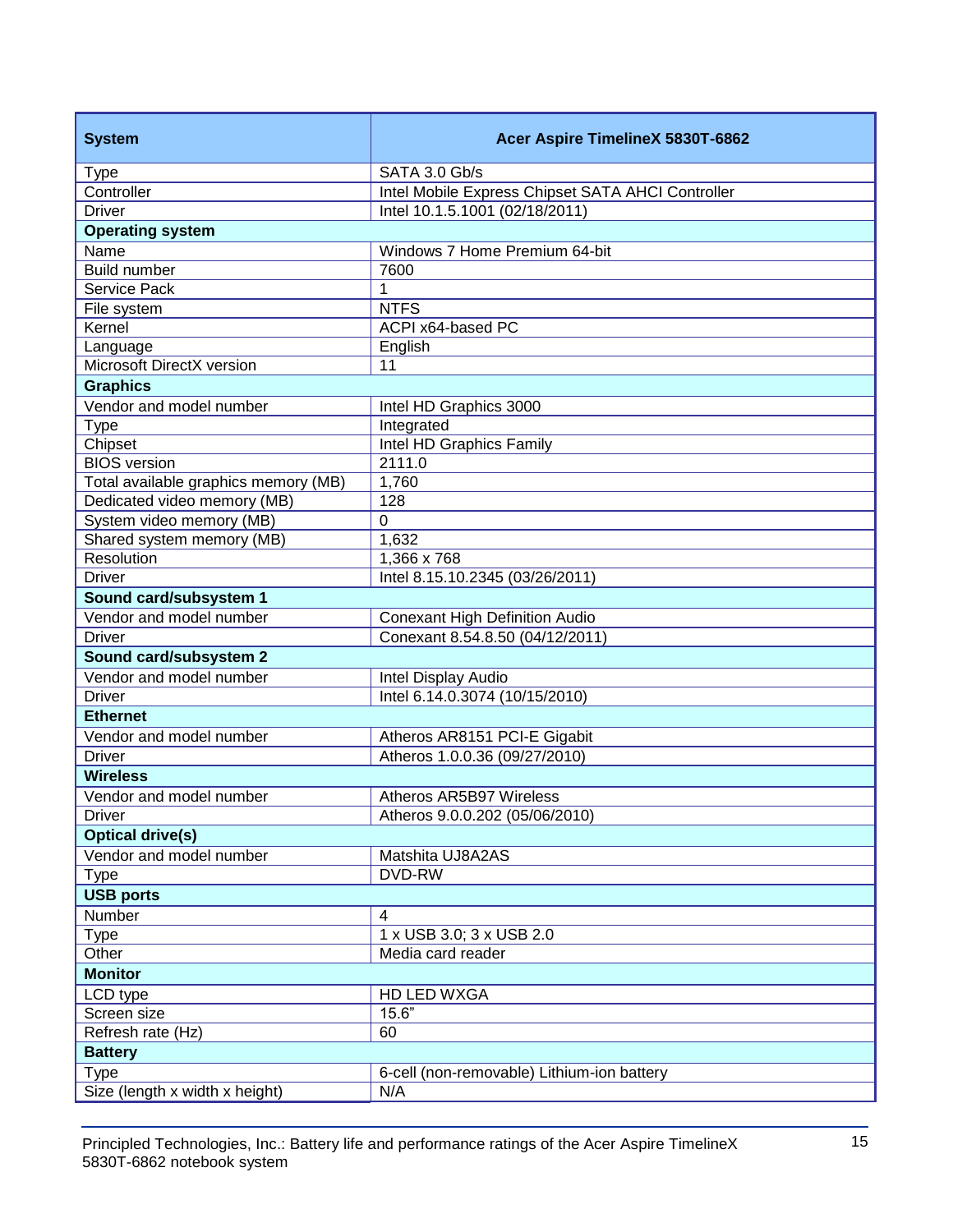| System | Acer Aspire TimelineX 5830T-6862 |
|---|---|
| Type | SATA 3.0 Gb/s |
| Controller | Intel Mobile Express Chipset SATA AHCI Controller |
| Driver | Intel 10.1.5.1001 (02/18/2011) |
| **Operating system** | |
| Name | Windows 7 Home Premium 64-bit |
| Build number | 7600 |
| Service Pack | 1 |
| File system | NTFS |
| Kernel | ACPI x64-based PC |
| Language | English |
| Microsoft DirectX version | 11 |
| **Graphics** | |
| Vendor and model number | Intel HD Graphics 3000 |
| Type | Integrated |
| Chipset | Intel HD Graphics Family |
| BIOS version | 2111.0 |
| Total available graphics memory (MB) | 1,760 |
| Dedicated video memory (MB) | 128 |
| System video memory (MB) | 0 |
| Shared system memory (MB) | 1,632 |
| Resolution | 1,366 x 768 |
| Driver | Intel 8.15.10.2345 (03/26/2011) |
| **Sound card/subsystem 1** | |
| Vendor and model number | Conexant High Definition Audio |
| Driver | Conexant 8.54.8.50 (04/12/2011) |
| **Sound card/subsystem 2** | |
| Vendor and model number | Intel Display Audio |
| Driver | Intel 6.14.0.3074 (10/15/2010) |
| **Ethernet** | |
| Vendor and model number | Atheros AR8151 PCI-E Gigabit |
| Driver | Atheros 1.0.0.36 (09/27/2010) |
| **Wireless** | |
| Vendor and model number | Atheros AR5B97 Wireless |
| Driver | Atheros 9.0.0.202 (05/06/2010) |
| **Optical drive(s)** | |
| Vendor and model number | Matshita UJ8A2AS |
| Type | DVD-RW |
| **USB ports** | |
| Number | 4 |
| Type | 1 x USB 3.0; 3 x USB 2.0 |
| Other | Media card reader |
| **Monitor** | |
| LCD type | HD LED WXGA |
| Screen size | 15.6" |
| Refresh rate (Hz) | 60 |
| **Battery** | |
| Type | 6-cell (non-removable) Lithium-ion battery |
| Size (length x width x height) | N/A |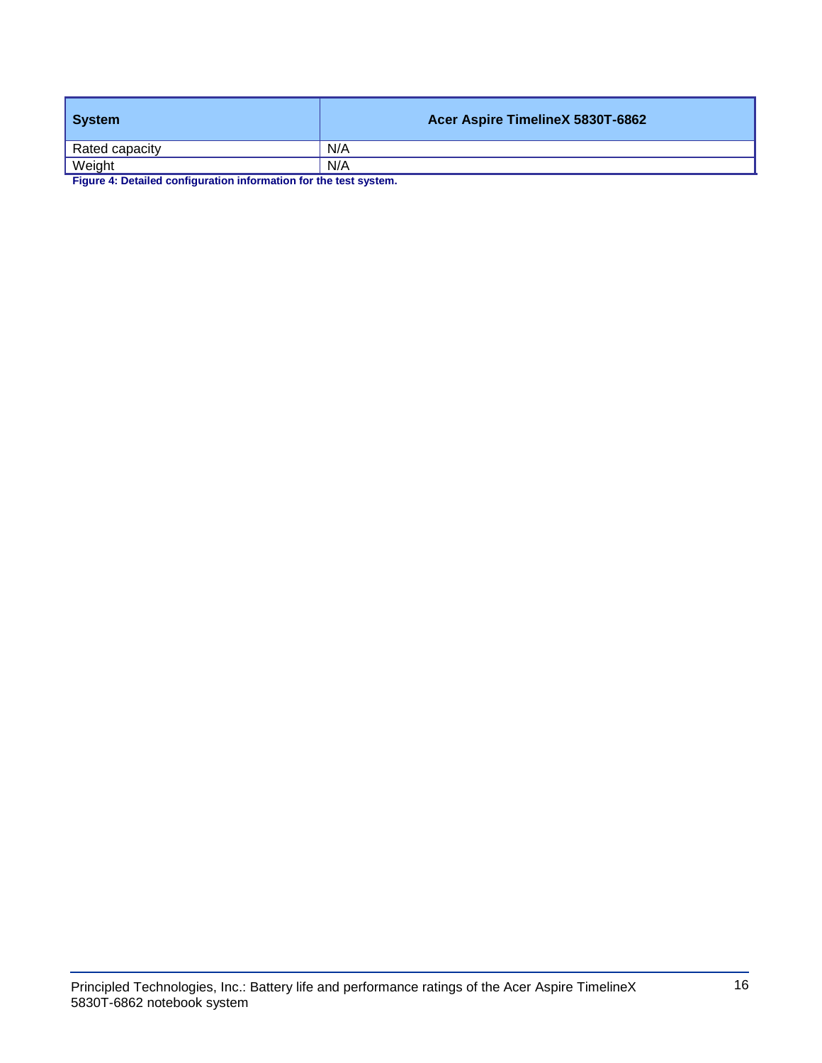| System | Acer Aspire TimelineX 5830T-6862 |
| --- | --- |
| Rated capacity | N/A |
| Weight | N/A |

**Figure 4: Detailed configuration information for the test system.**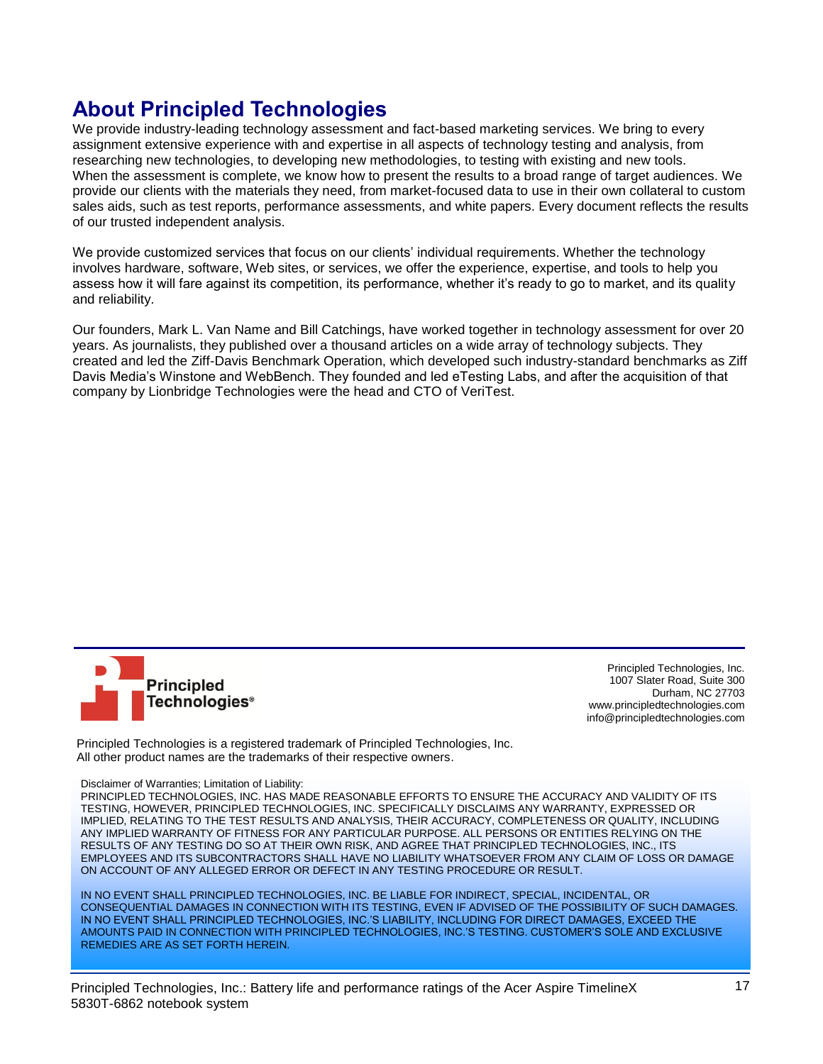# About Principled Technologies

We provide industry-leading technology assessment and fact-based marketing services. We bring to every assignment extensive experience with and expertise in all aspects of technology testing and analysis, from researching new technologies, to developing new methodologies, to testing with existing and new tools. When the assessment is complete, we know how to present the results to a broad range of target audiences. We provide our clients with the materials they need, from market-focused data to use in their own collateral to custom sales aids, such as test reports, performance assessments, and white papers. Every document reflects the results of our trusted independent analysis.

We provide customized services that focus on our clients' individual requirements. Whether the technology involves hardware, software, Web sites, or services, we offer the experience, expertise, and tools to help you assess how it will fare against its competition, its performance, whether it's ready to go to market, and its quality and reliability.

Our founders, Mark L. Van Name and Bill Catchings, have worked together in technology assessment for over 20 years. As journalists, they published over a thousand articles on a wide array of technology subjects. They created and led the Ziff-Davis Benchmark Operation, which developed such industry-standard benchmarks as Ziff Davis Media's Winstone and WebBench. They founded and led eTesting Labs, and after the acquisition of that company by Lionbridge Technologies were the head and CTO of VeriTest.

Principled Technologies®

Principled Technologies, Inc.
1007 Slater Road, Suite 300
Durham, NC 27703
www.principledtechnologies.com
info@principledtechnologies.com

Principled Technologies is a registered trademark of Principled Technologies, Inc.
All other product names are the trademarks of their respective owners.

Disclaimer of Warranties; Limitation of Liability:
PRINCIPLED TECHNOLOGIES, INC. HAS MADE REASONABLE EFFORTS TO ENSURE THE ACCURACY AND VALIDITY OF ITS TESTING, HOWEVER, PRINCIPLED TECHNOLOGIES, INC. SPECIFICALLY DISCLAIMS ANY WARRANTY, EXPRESSED OR IMPLIED, RELATING TO THE TEST RESULTS AND ANALYSIS, THEIR ACCURACY, COMPLETENESS OR QUALITY, INCLUDING ANY IMPLIED WARRANTY OF FITNESS FOR ANY PARTICULAR PURPOSE. ALL PERSONS OR ENTITIES RELYING ON THE RESULTS OF ANY TESTING DO SO AT THEIR OWN RISK, AND AGREE THAT PRINCIPLED TECHNOLOGIES, INC., ITS EMPLOYEES AND ITS SUBCONTRACTORS SHALL HAVE NO LIABILITY WHATSOEVER FROM ANY CLAIM OF LOSS OR DAMAGE ON ACCOUNT OF ANY ALLEGED ERROR OR DEFECT IN ANY TESTING PROCEDURE OR RESULT.

IN NO EVENT SHALL PRINCIPLED TECHNOLOGIES, INC. BE LIABLE FOR INDIRECT, SPECIAL, INCIDENTAL, OR CONSEQUENTIAL DAMAGES IN CONNECTION WITH ITS TESTING, EVEN IF ADVISED OF THE POSSIBILITY OF SUCH DAMAGES. IN NO EVENT SHALL PRINCIPLED TECHNOLOGIES, INC.'S LIABILITY, INCLUDING FOR DIRECT DAMAGES, EXCEED THE AMOUNTS PAID IN CONNECTION WITH PRINCIPLED TECHNOLOGIES, INC.'S TESTING. CUSTOMER'S SOLE AND EXCLUSIVE REMEDIES ARE AS SET FORTH HEREIN.